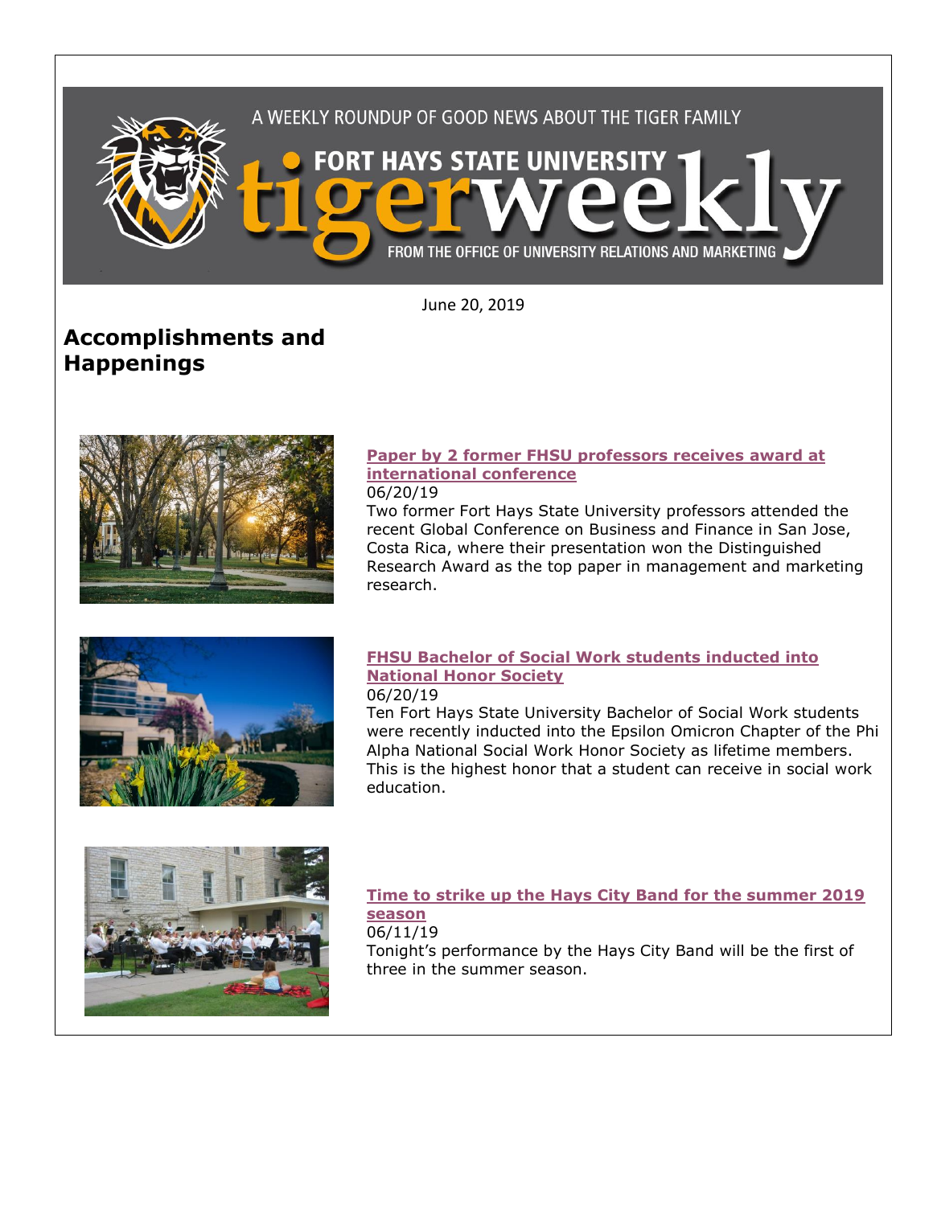A WEEKLY ROUNDUP OF GOOD NEWS ABOUT THE TIGER FAMILY

FORT HAYS STATE UNIVERSITY tigerweekly

FROM THE OFFICE OF UNIVERSITY RELATIONS AND MARKETING

June 20, 2019

## Accomplishments and Happenings

### Paper by 2 former FHSU professors receives award at international conference

06/20/19

Two former Fort Hays State University professors attended the recent Global Conference on Business and Finance in San Jose, Costa Rica, where their presentation won the Distinguished Research Award as the top paper in management and marketing research.

### FHSU Bachelor of Social Work students inducted into National Honor Society

06/20/19

Ten Fort Hays State University Bachelor of Social Work students were recently inducted into the Epsilon Omicron Chapter of the Phi Alpha National Social Work Honor Society as lifetime members. This is the highest honor that a student can receive in social work education.

### Time to strike up the Hays City Band for the summer 2019 season

06/11/19

Tonight's performance by the Hays City Band will be the first of three in the summer season.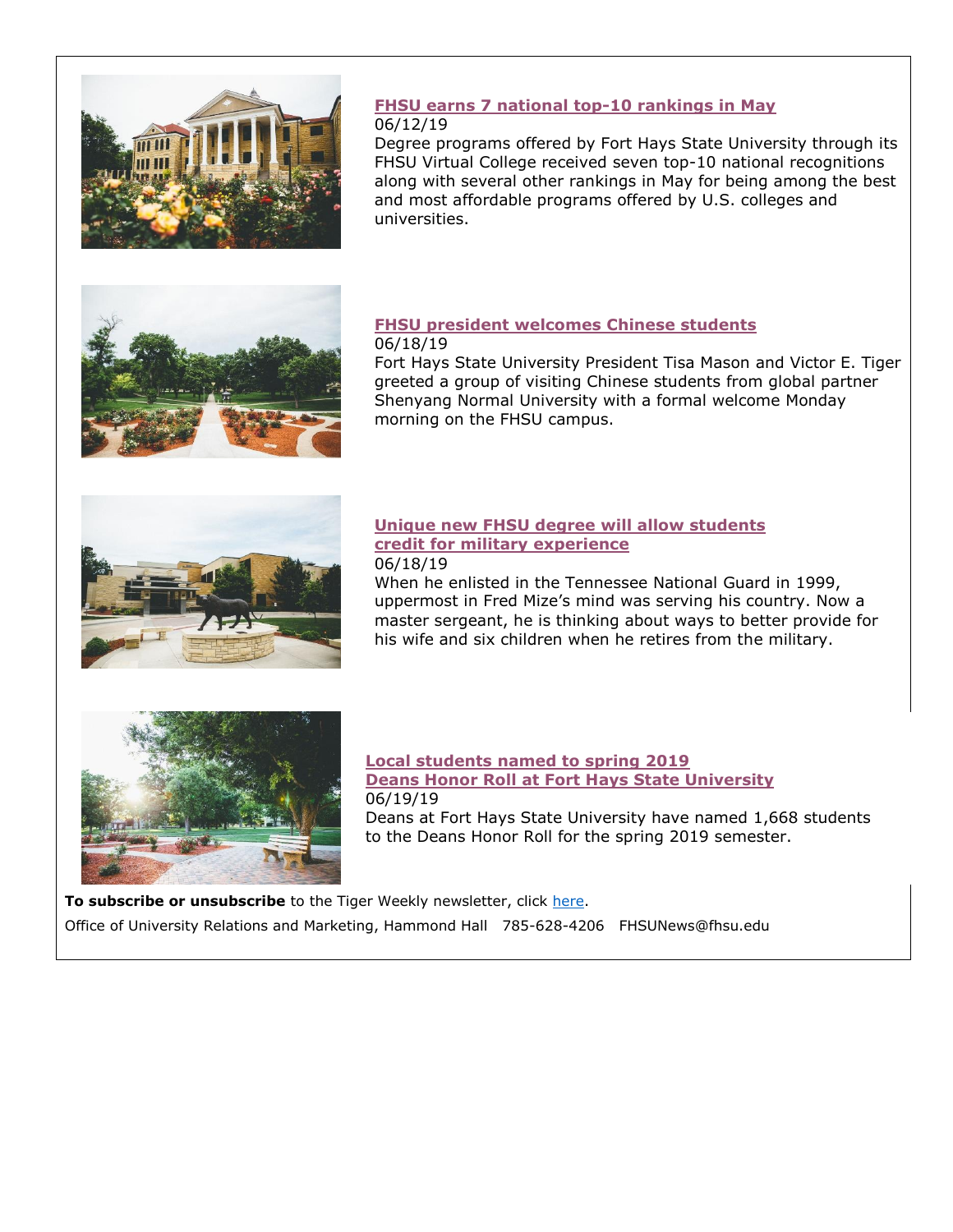**FHSU earns 7 national top-10 rankings in May**
06/12/19
Degree programs offered by Fort Hays State University through its FHSU Virtual College received seven top-10 national recognitions along with several other rankings in May for being among the best and most affordable programs offered by U.S. colleges and universities.

**FHSU president welcomes Chinese students**
06/18/19
Fort Hays State University President Tisa Mason and Victor E. Tiger greeted a group of visiting Chinese students from global partner Shenyang Normal University with a formal welcome Monday morning on the FHSU campus.

**Unique new FHSU degree will allow students credit for military experience**
06/18/19
When he enlisted in the Tennessee National Guard in 1999, uppermost in Fred Mize's mind was serving his country. Now a master sergeant, he is thinking about ways to better provide for his wife and six children when he retires from the military.

**Local students named to spring 2019 Deans Honor Roll at Fort Hays State University**
06/19/19
Deans at Fort Hays State University have named 1,668 students to the Deans Honor Roll for the spring 2019 semester.

**To subscribe or unsubscribe** to the Tiger Weekly newsletter, click here.

Office of University Relations and Marketing, Hammond Hall 785-628-4206 FHSUNews@fhsu.edu